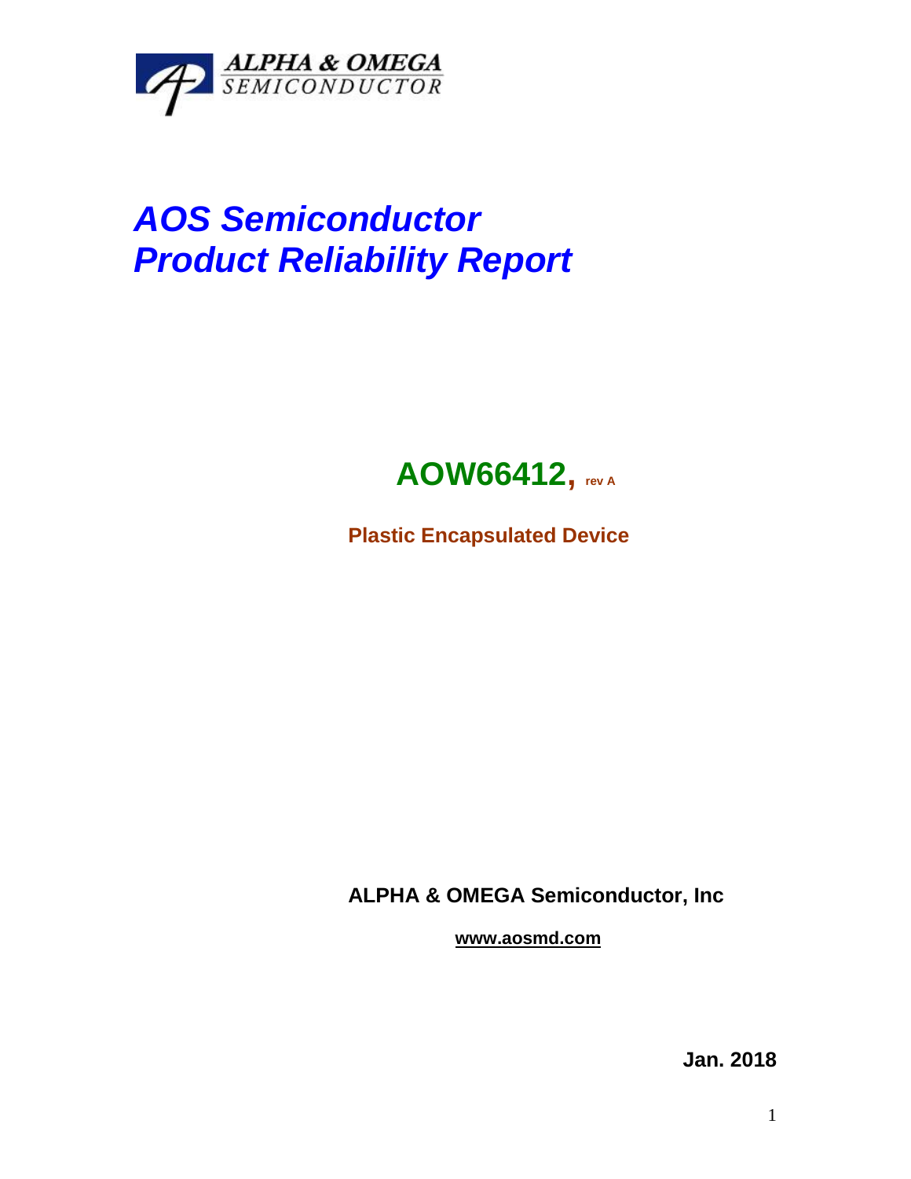ALPHA & OMEGA
SEMICONDUCTOR

# *AOS Semiconductor*
# *Product Reliability Report*

## AOW66412, rev A

**Plastic Encapsulated Device**

**ALPHA & OMEGA Semiconductor, Inc**

**www.aosmd.com**

**Jan. 2018**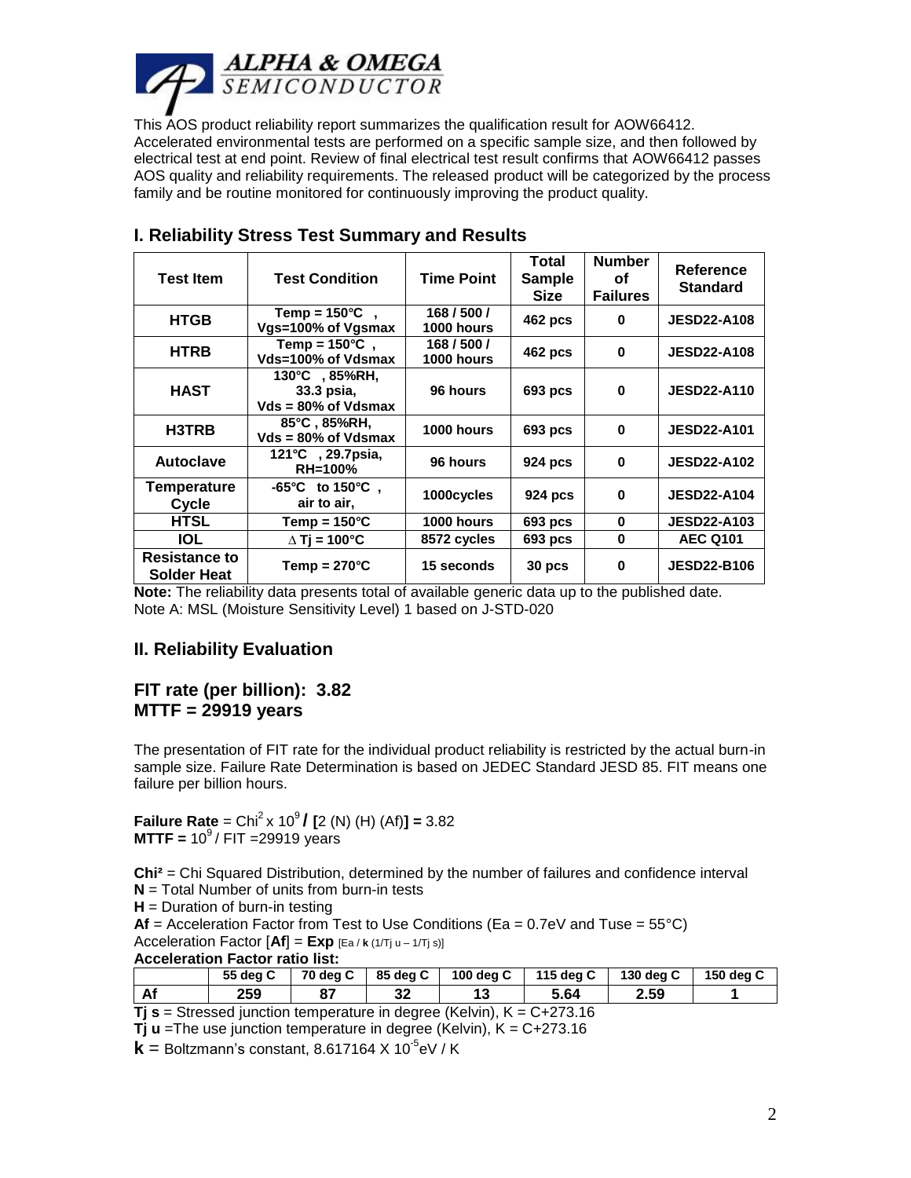This AOS product reliability report summarizes the qualification result for AOW66412. Accelerated environmental tests are performed on a specific sample size, and then followed by electrical test at end point. Review of final electrical test result confirms that AOW66412 passes AOS quality and reliability requirements. The released product will be categorized by the process family and be routine monitored for continuously improving the product quality.

## I. Reliability Stress Test Summary and Results

| Test Item | Test Condition | Time Point | Total Sample Size | Number of Failures | Reference Standard |
|---|---|---|---|---|---|
| HTGB | Temp = 150°C , Vgs=100% of Vgsmax | 168 / 500 / 1000 hours | 462 pcs | 0 | JESD22-A108 |
| HTRB | Temp = 150°C , Vds=100% of Vdsmax | 168 / 500 / 1000 hours | 462 pcs | 0 | JESD22-A108 |
| HAST | 130°C , 85%RH, 33.3 psia, Vds = 80% of Vdsmax | 96 hours | 693 pcs | 0 | JESD22-A110 |
| H3TRB | 85°C , 85%RH, Vds = 80% of Vdsmax | 1000 hours | 693 pcs | 0 | JESD22-A101 |
| Autoclave | 121°C , 29.7psia, RH=100% | 96 hours | 924 pcs | 0 | JESD22-A102 |
| Temperature Cycle | -65°C to 150°C , air to air, | 1000cycles | 924 pcs | 0 | JESD22-A104 |
| HTSL | Temp = 150°C | 1000 hours | 693 pcs | 0 | JESD22-A103 |
| IOL | $\Delta$ Tj = 100°C | 8572 cycles | 693 pcs | 0 | AEC Q101 |
| Resistance to Solder Heat | Temp = 270°C | 15 seconds | 30 pcs | 0 | JESD22-B106 |

**Note:** The reliability data presents total of available generic data up to the published date.
Note A: MSL (Moisture Sensitivity Level) 1 based on J-STD-020

## II. Reliability Evaluation

### FIT rate (per billion): 3.82
### MTTF = 29919 years

The presentation of FIT rate for the individual product reliability is restricted by the actual burn-in sample size. Failure Rate Determination is based on JEDEC Standard JESD 85. FIT means one failure per billion hours.

**Failure Rate** = $\text{Chi}^2 \times 10^9$ **/ [**2 (N) (H) (Af)**] =** 3.82
**MTTF =** $10^9$ / FIT =29919 years

**Chi²** = Chi Squared Distribution, determined by the number of failures and confidence interval
**N** = Total Number of units from burn-in tests
**H** = Duration of burn-in testing
**Af** = Acceleration Factor from Test to Use Conditions (Ea = 0.7eV and Tuse = 55°C)
Acceleration Factor [**Af**] = **Exp** [Ea / **k** (1/Tj u – 1/Tj s)]

**Acceleration Factor ratio list:**

| | 55 deg C | 70 deg C | 85 deg C | 100 deg C | 115 deg C | 130 deg C | 150 deg C |
|---|---|---|---|---|---|---|---|
| Af | 259 | 87 | 32 | 13 | 5.64 | 2.59 | 1 |

**Tj s** = Stressed junction temperature in degree (Kelvin), K = C+273.16
**Tj u** =The use junction temperature in degree (Kelvin), K = C+273.16
**k** = Boltzmann's constant, $8.617164 \times 10^{-5}$eV / K